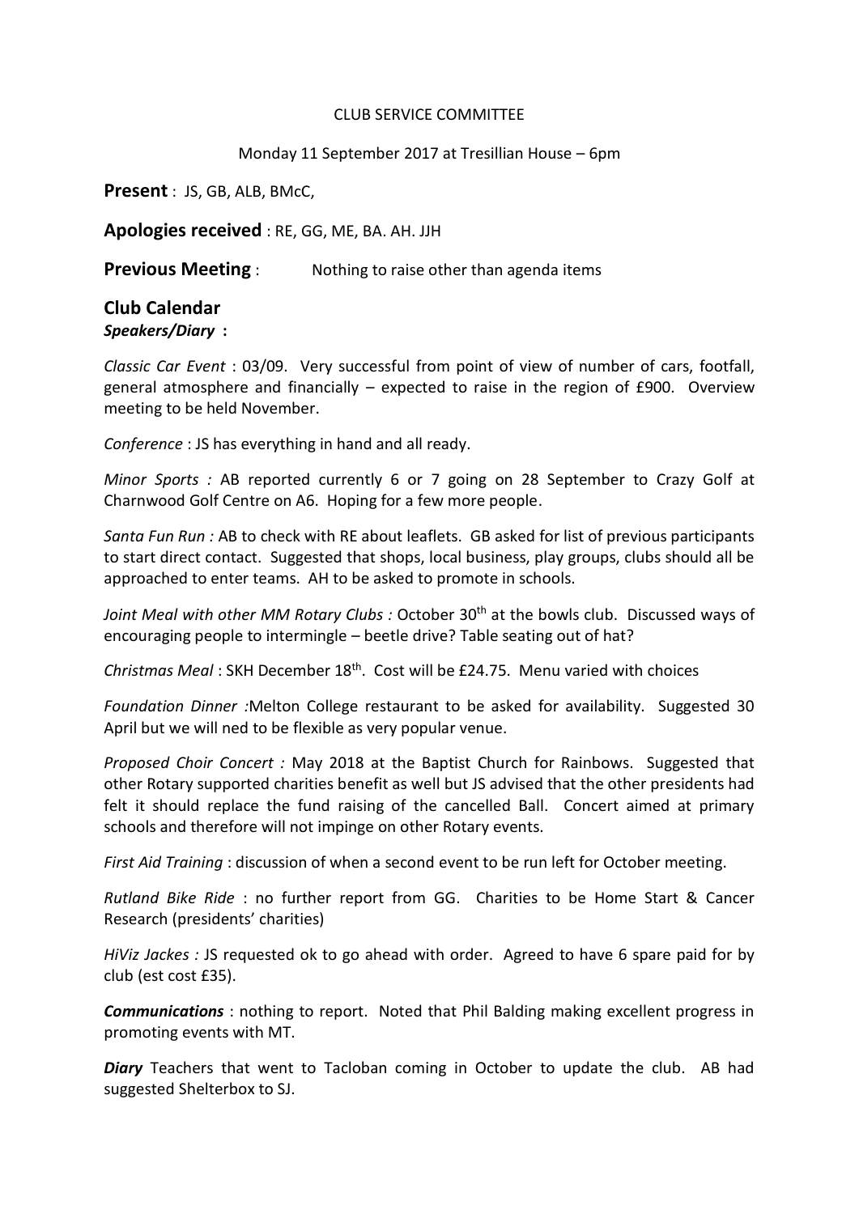CLUB SERVICE COMMITTEE

Monday 11 September 2017 at Tresillian House – 6pm

**Present** : JS, GB, ALB, BMcC,

**Apologies received** : RE, GG, ME, BA. AH. JJH

**Previous Meeting** : Nothing to raise other than agenda items

## Club Calendar

***Speakers/Diary*** **:**

*Classic Car Event* : 03/09. Very successful from point of view of number of cars, footfall, general atmosphere and financially – expected to raise in the region of £900. Overview meeting to be held November.

*Conference* : JS has everything in hand and all ready.

*Minor Sports :* AB reported currently 6 or 7 going on 28 September to Crazy Golf at Charnwood Golf Centre on A6. Hoping for a few more people.

*Santa Fun Run :* AB to check with RE about leaflets. GB asked for list of previous participants to start direct contact. Suggested that shops, local business, play groups, clubs should all be approached to enter teams. AH to be asked to promote in schools.

*Joint Meal with other MM Rotary Clubs :* October 30th at the bowls club. Discussed ways of encouraging people to intermingle – beetle drive? Table seating out of hat?

*Christmas Meal* : SKH December 18th. Cost will be £24.75. Menu varied with choices

*Foundation Dinner :*Melton College restaurant to be asked for availability. Suggested 30 April but we will ned to be flexible as very popular venue.

*Proposed Choir Concert :* May 2018 at the Baptist Church for Rainbows. Suggested that other Rotary supported charities benefit as well but JS advised that the other presidents had felt it should replace the fund raising of the cancelled Ball. Concert aimed at primary schools and therefore will not impinge on other Rotary events.

*First Aid Training* : discussion of when a second event to be run left for October meeting.

*Rutland Bike Ride* : no further report from GG. Charities to be Home Start & Cancer Research (presidents' charities)

*HiViz Jackes :* JS requested ok to go ahead with order. Agreed to have 6 spare paid for by club (est cost £35).

***Communications*** : nothing to report. Noted that Phil Balding making excellent progress in promoting events with MT.

***Diary*** Teachers that went to Tacloban coming in October to update the club. AB had suggested Shelterbox to SJ.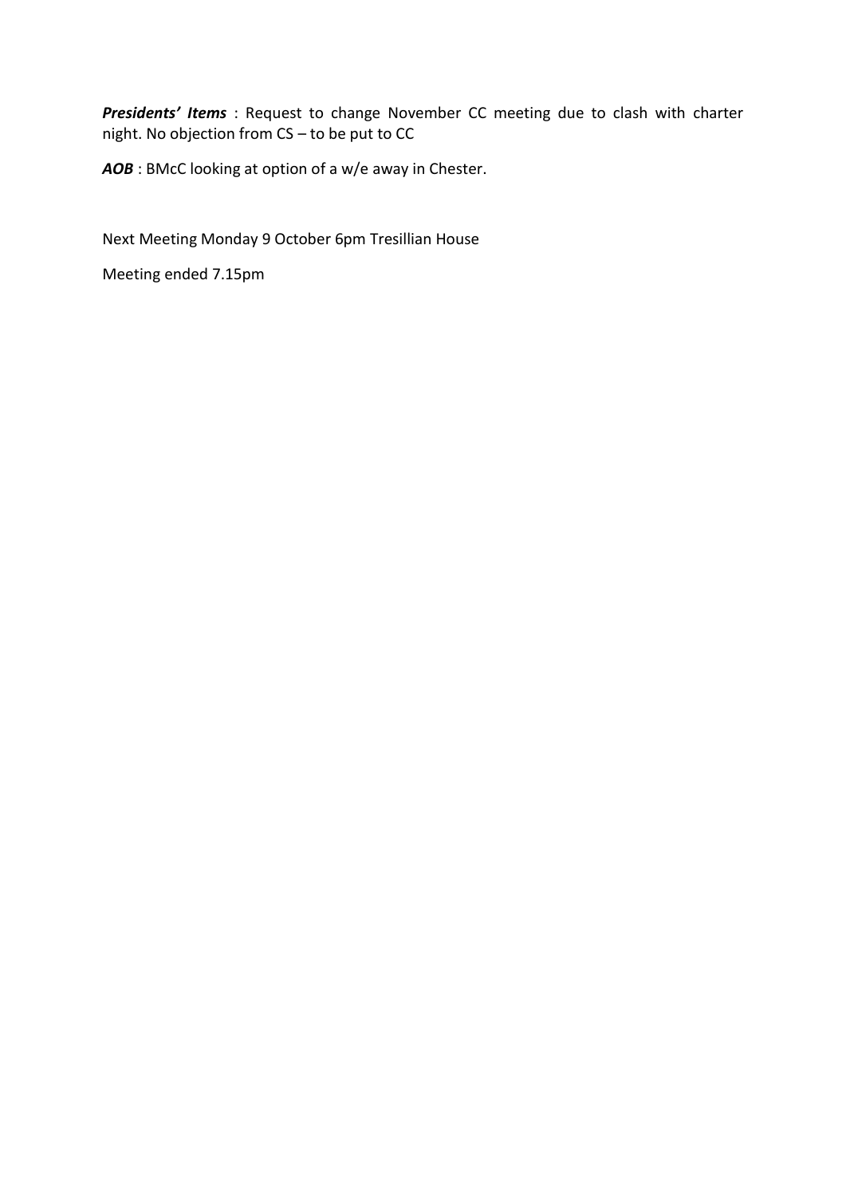***Presidents' Items*** : Request to change November CC meeting due to clash with charter night. No objection from CS – to be put to CC

***AOB*** : BMcC looking at option of a w/e away in Chester.

Next Meeting Monday 9 October 6pm Tresillian House

Meeting ended 7.15pm